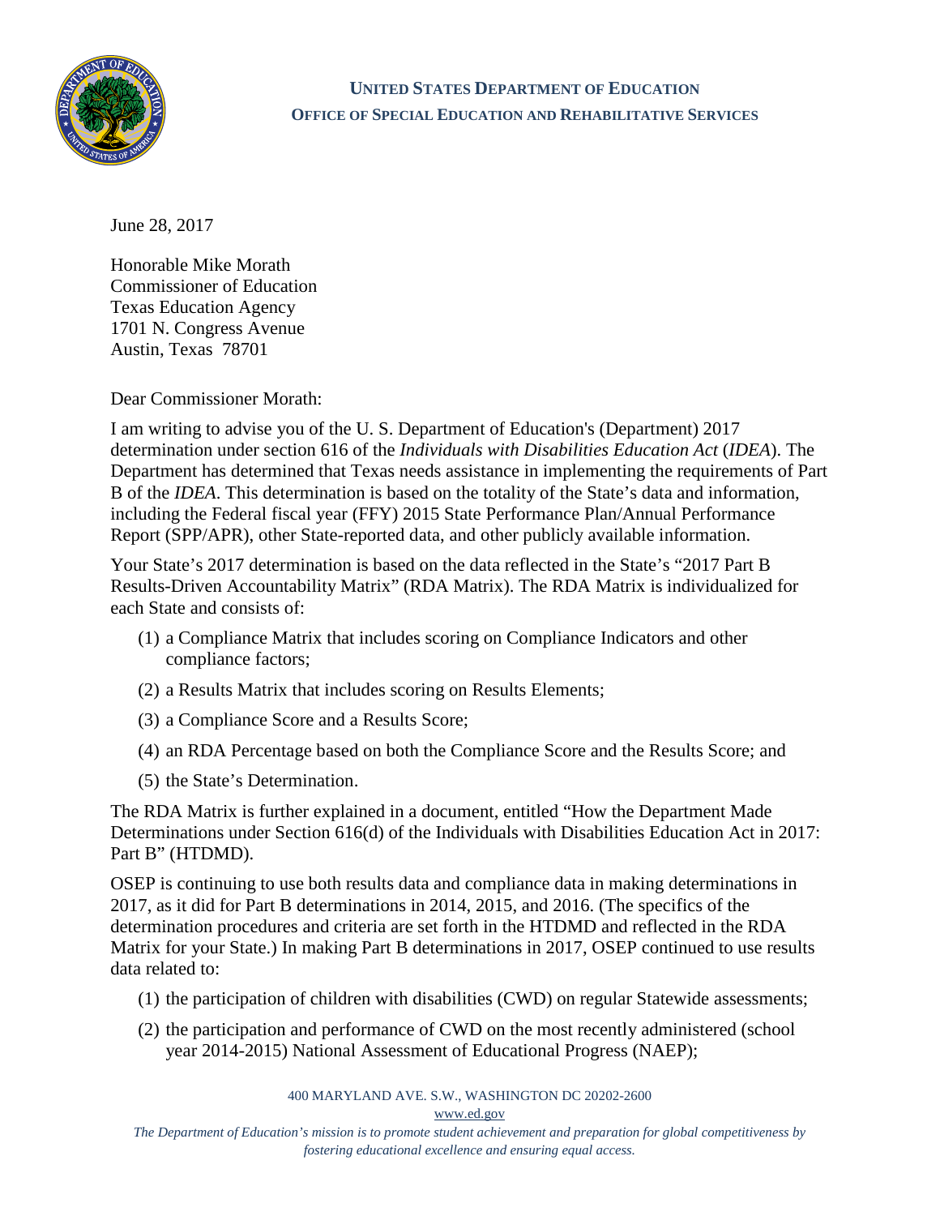**UNITED STATES DEPARTMENT OF EDUCATION**
**OFFICE OF SPECIAL EDUCATION AND REHABILITATIVE SERVICES**

June 28, 2017

Honorable Mike Morath
Commissioner of Education
Texas Education Agency
1701 N. Congress Avenue
Austin, Texas 78701

Dear Commissioner Morath:

I am writing to advise you of the U. S. Department of Education's (Department) 2017 determination under section 616 of the *Individuals with Disabilities Education Act* (*IDEA*). The Department has determined that Texas needs assistance in implementing the requirements of Part B of the *IDEA*. This determination is based on the totality of the State's data and information, including the Federal fiscal year (FFY) 2015 State Performance Plan/Annual Performance Report (SPP/APR), other State-reported data, and other publicly available information.

Your State's 2017 determination is based on the data reflected in the State's "2017 Part B Results-Driven Accountability Matrix" (RDA Matrix). The RDA Matrix is individualized for each State and consists of:

(1) a Compliance Matrix that includes scoring on Compliance Indicators and other compliance factors;

(2) a Results Matrix that includes scoring on Results Elements;

(3) a Compliance Score and a Results Score;

(4) an RDA Percentage based on both the Compliance Score and the Results Score; and

(5) the State's Determination.

The RDA Matrix is further explained in a document, entitled "How the Department Made Determinations under Section 616(d) of the Individuals with Disabilities Education Act in 2017: Part B" (HTDMD).

OSEP is continuing to use both results data and compliance data in making determinations in 2017, as it did for Part B determinations in 2014, 2015, and 2016. (The specifics of the determination procedures and criteria are set forth in the HTDMD and reflected in the RDA Matrix for your State.) In making Part B determinations in 2017, OSEP continued to use results data related to:

(1) the participation of children with disabilities (CWD) on regular Statewide assessments;

(2) the participation and performance of CWD on the most recently administered (school year 2014-2015) National Assessment of Educational Progress (NAEP);

400 MARYLAND AVE. S.W., WASHINGTON DC 20202-2600
www.ed.gov

*The Department of Education's mission is to promote student achievement and preparation for global competitiveness by fostering educational excellence and ensuring equal access.*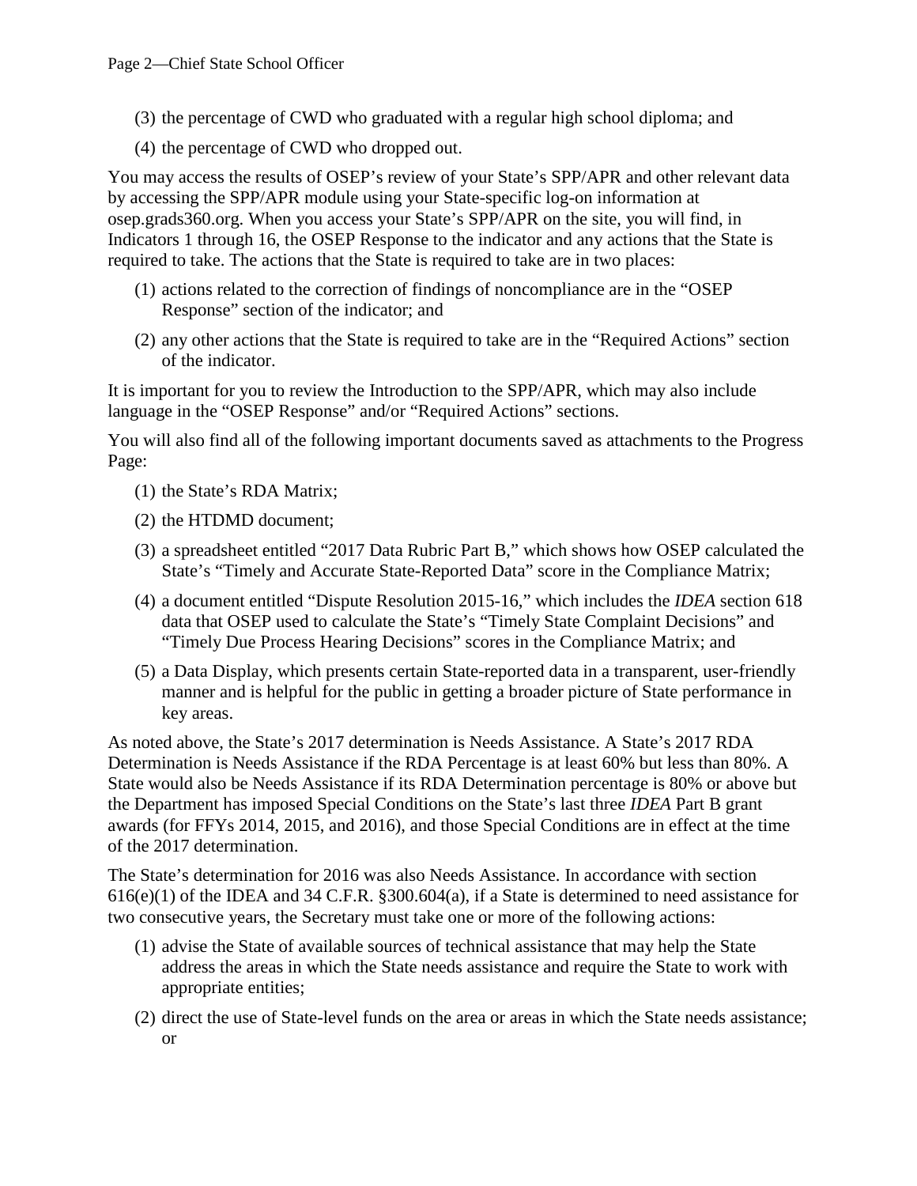(3) the percentage of CWD who graduated with a regular high school diploma; and

(4) the percentage of CWD who dropped out.

You may access the results of OSEP's review of your State's SPP/APR and other relevant data by accessing the SPP/APR module using your State-specific log-on information at osep.grads360.org. When you access your State's SPP/APR on the site, you will find, in Indicators 1 through 16, the OSEP Response to the indicator and any actions that the State is required to take. The actions that the State is required to take are in two places:

(1) actions related to the correction of findings of noncompliance are in the "OSEP Response" section of the indicator; and

(2) any other actions that the State is required to take are in the "Required Actions" section of the indicator.

It is important for you to review the Introduction to the SPP/APR, which may also include language in the "OSEP Response" and/or "Required Actions" sections.

You will also find all of the following important documents saved as attachments to the Progress Page:

(1) the State's RDA Matrix;

(2) the HTDMD document;

(3) a spreadsheet entitled "2017 Data Rubric Part B," which shows how OSEP calculated the State's "Timely and Accurate State-Reported Data" score in the Compliance Matrix;

(4) a document entitled "Dispute Resolution 2015-16," which includes the *IDEA* section 618 data that OSEP used to calculate the State's "Timely State Complaint Decisions" and "Timely Due Process Hearing Decisions" scores in the Compliance Matrix; and

(5) a Data Display, which presents certain State-reported data in a transparent, user-friendly manner and is helpful for the public in getting a broader picture of State performance in key areas.

As noted above, the State's 2017 determination is Needs Assistance. A State's 2017 RDA Determination is Needs Assistance if the RDA Percentage is at least 60% but less than 80%. A State would also be Needs Assistance if its RDA Determination percentage is 80% or above but the Department has imposed Special Conditions on the State's last three *IDEA* Part B grant awards (for FFYs 2014, 2015, and 2016), and those Special Conditions are in effect at the time of the 2017 determination.

The State's determination for 2016 was also Needs Assistance. In accordance with section 616(e)(1) of the IDEA and 34 C.F.R. §300.604(a), if a State is determined to need assistance for two consecutive years, the Secretary must take one or more of the following actions:

(1) advise the State of available sources of technical assistance that may help the State address the areas in which the State needs assistance and require the State to work with appropriate entities;

(2) direct the use of State-level funds on the area or areas in which the State needs assistance; or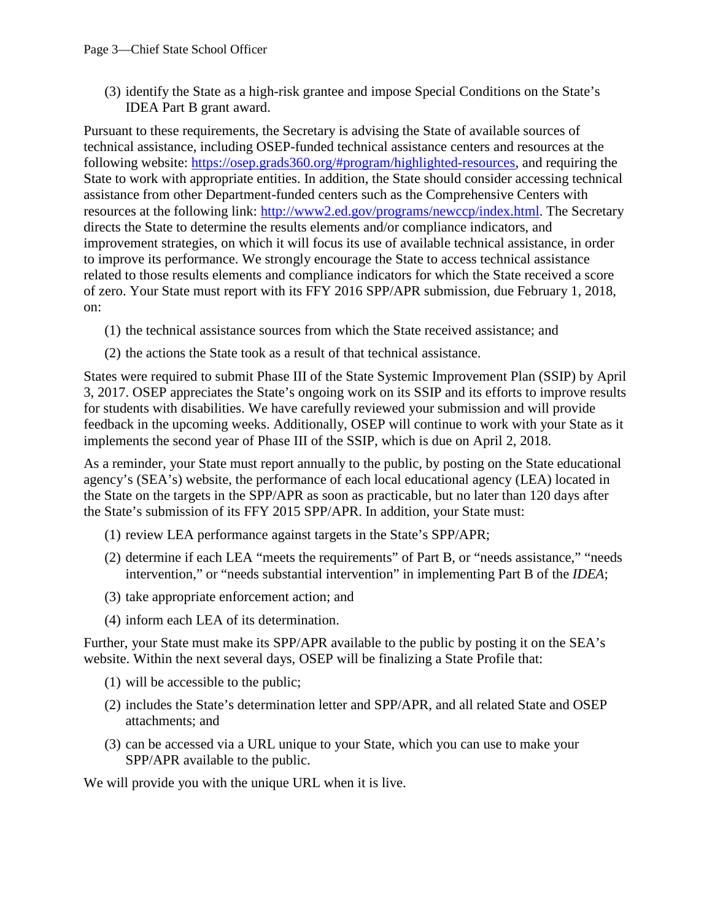(3) identify the State as a high-risk grantee and impose Special Conditions on the State's IDEA Part B grant award.

Pursuant to these requirements, the Secretary is advising the State of available sources of technical assistance, including OSEP-funded technical assistance centers and resources at the following website: [https://osep.grads360.org/#program/highlighted-resources](https://osep.grads360.org/#program/highlighted-resources), and requiring the State to work with appropriate entities. In addition, the State should consider accessing technical assistance from other Department-funded centers such as the Comprehensive Centers with resources at the following link: [http://www2.ed.gov/programs/newccp/index.html](http://www2.ed.gov/programs/newccp/index.html). The Secretary directs the State to determine the results elements and/or compliance indicators, and improvement strategies, on which it will focus its use of available technical assistance, in order to improve its performance. We strongly encourage the State to access technical assistance related to those results elements and compliance indicators for which the State received a score of zero. Your State must report with its FFY 2016 SPP/APR submission, due February 1, 2018, on:

(1) the technical assistance sources from which the State received assistance; and

(2) the actions the State took as a result of that technical assistance.

States were required to submit Phase III of the State Systemic Improvement Plan (SSIP) by April 3, 2017. OSEP appreciates the State's ongoing work on its SSIP and its efforts to improve results for students with disabilities. We have carefully reviewed your submission and will provide feedback in the upcoming weeks. Additionally, OSEP will continue to work with your State as it implements the second year of Phase III of the SSIP, which is due on April 2, 2018.

As a reminder, your State must report annually to the public, by posting on the State educational agency's (SEA's) website, the performance of each local educational agency (LEA) located in the State on the targets in the SPP/APR as soon as practicable, but no later than 120 days after the State's submission of its FFY 2015 SPP/APR. In addition, your State must:

(1) review LEA performance against targets in the State's SPP/APR;

(2) determine if each LEA "meets the requirements" of Part B, or "needs assistance," "needs intervention," or "needs substantial intervention" in implementing Part B of the *IDEA*;

(3) take appropriate enforcement action; and

(4) inform each LEA of its determination.

Further, your State must make its SPP/APR available to the public by posting it on the SEA's website. Within the next several days, OSEP will be finalizing a State Profile that:

(1) will be accessible to the public;

(2) includes the State's determination letter and SPP/APR, and all related State and OSEP attachments; and

(3) can be accessed via a URL unique to your State, which you can use to make your SPP/APR available to the public.

We will provide you with the unique URL when it is live.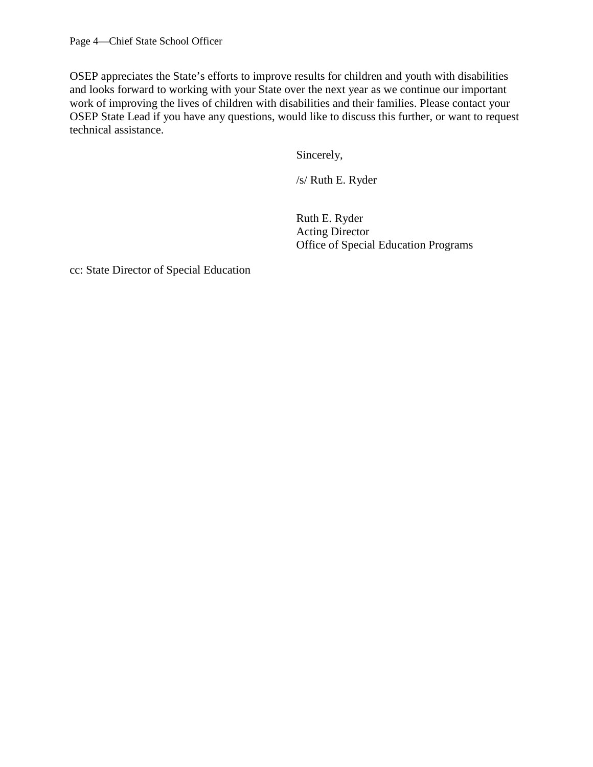OSEP appreciates the State's efforts to improve results for children and youth with disabilities and looks forward to working with your State over the next year as we continue our important work of improving the lives of children with disabilities and their families. Please contact your OSEP State Lead if you have any questions, would like to discuss this further, or want to request technical assistance.

Sincerely,

/s/ Ruth E. Ryder

Ruth E. Ryder  
Acting Director  
Office of Special Education Programs

cc: State Director of Special Education